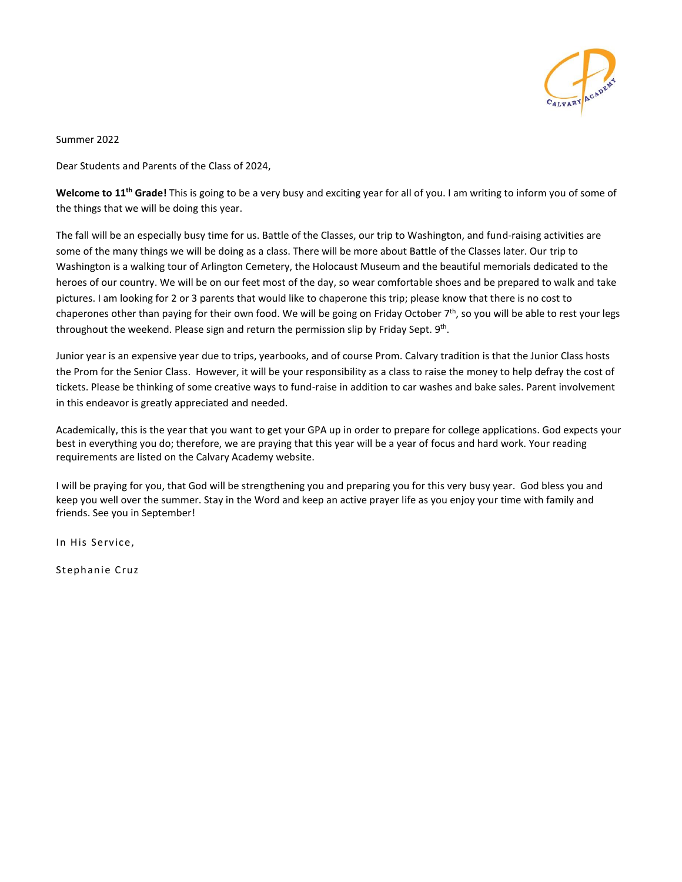Summer 2022

Dear Students and Parents of the Class of 2024,

**Welcome to 11th Grade!** This is going to be a very busy and exciting year for all of you. I am writing to inform you of some of the things that we will be doing this year.

The fall will be an especially busy time for us. Battle of the Classes, our trip to Washington, and fund-raising activities are some of the many things we will be doing as a class. There will be more about Battle of the Classes later. Our trip to Washington is a walking tour of Arlington Cemetery, the Holocaust Museum and the beautiful memorials dedicated to the heroes of our country. We will be on our feet most of the day, so wear comfortable shoes and be prepared to walk and take pictures. I am looking for 2 or 3 parents that would like to chaperone this trip; please know that there is no cost to chaperones other than paying for their own food. We will be going on Friday October 7th, so you will be able to rest your legs throughout the weekend. Please sign and return the permission slip by Friday Sept. 9th.

Junior year is an expensive year due to trips, yearbooks, and of course Prom. Calvary tradition is that the Junior Class hosts the Prom for the Senior Class. However, it will be your responsibility as a class to raise the money to help defray the cost of tickets. Please be thinking of some creative ways to fund-raise in addition to car washes and bake sales. Parent involvement in this endeavor is greatly appreciated and needed.

Academically, this is the year that you want to get your GPA up in order to prepare for college applications. God expects your best in everything you do; therefore, we are praying that this year will be a year of focus and hard work. Your reading requirements are listed on the Calvary Academy website.

I will be praying for you, that God will be strengthening you and preparing you for this very busy year. God bless you and keep you well over the summer. Stay in the Word and keep an active prayer life as you enjoy your time with family and friends. See you in September!

In His Service,

Stephanie Cruz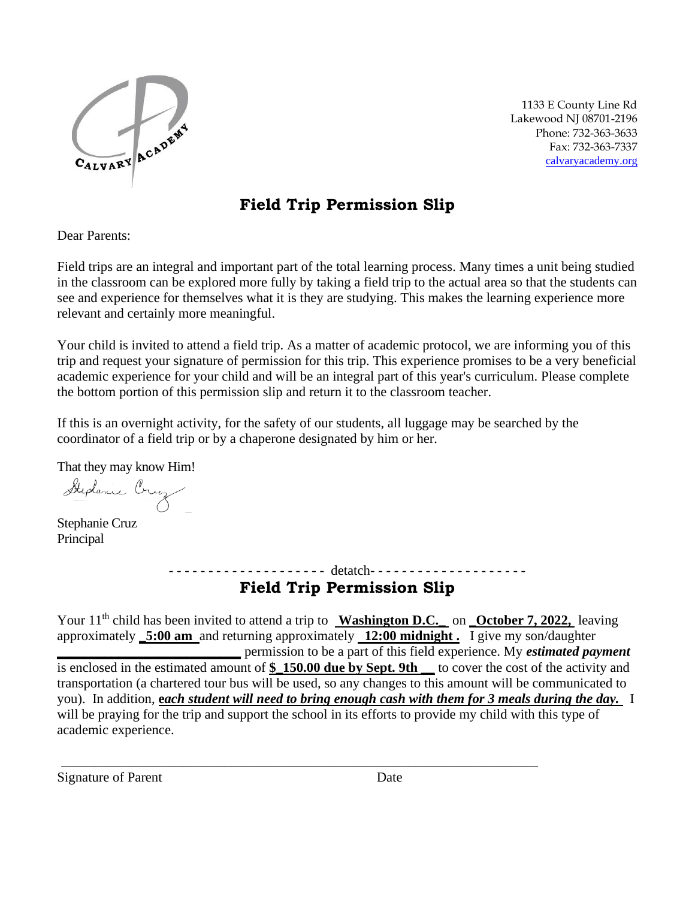1133 E County Line Rd
Lakewood NJ 08701-2196
Phone: 732-363-3633
Fax: 732-363-7337
calvaryacademy.org

# Field Trip Permission Slip

Dear Parents:

Field trips are an integral and important part of the total learning process. Many times a unit being studied in the classroom can be explored more fully by taking a field trip to the actual area so that the students can see and experience for themselves what it is they are studying. This makes the learning experience more relevant and certainly more meaningful.

Your child is invited to attend a field trip. As a matter of academic protocol, we are informing you of this trip and request your signature of permission for this trip. This experience promises to be a very beneficial academic experience for your child and will be an integral part of this year's curriculum. Please complete the bottom portion of this permission slip and return it to the classroom teacher.

If this is an overnight activity, for the safety of our students, all luggage may be searched by the coordinator of a field trip or by a chaperone designated by him or her.

That they may know Him!

Stephanie Cruz
Principal

- - - - - - - - - - - - - - - - - - - detatch- - - - - - - - - - - - - - - - - - - -

# Field Trip Permission Slip

Your 11th child has been invited to attend a trip to **Washington D.C.** on **October 7, 2022,** leaving approximately **5:00 am** and returning approximately **12:00 midnight .** I give my son/daughter ___________________________ permission to be a part of this field experience. My ***estimated payment*** is enclosed in the estimated amount of **$ 150.00 due by Sept. 9th** to cover the cost of the activity and transportation (a chartered tour bus will be used, so any changes to this amount will be communicated to you). In addition, ***each student will need to bring enough cash with them for 3 meals during the day.*** I will be praying for the trip and support the school in its efforts to provide my child with this type of academic experience.

___________________________________________________________________________

Signature of Parent Date